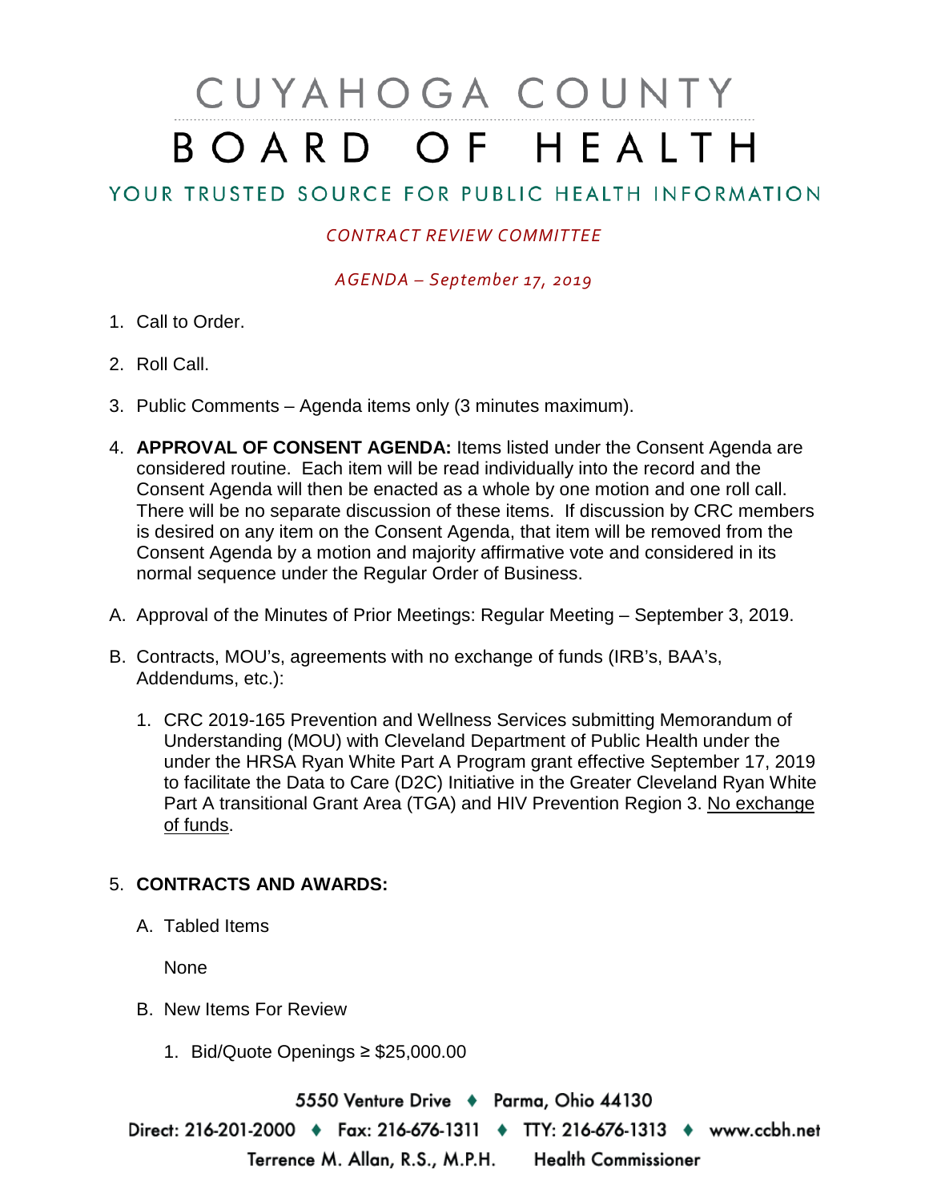# CUYAHOGA COUNTY BOARD OF HEALTH

## YOUR TRUSTED SOURCE FOR PUBLIC HEALTH INFORMATION

*CONTRACT REVIEW COMMITTEE*

*AGENDA – September 17, 2019*

1. Call to Order.
2. Roll Call.
3. Public Comments – Agenda items only (3 minutes maximum).
4. **APPROVAL OF CONSENT AGENDA:** Items listed under the Consent Agenda are considered routine. Each item will be read individually into the record and the Consent Agenda will then be enacted as a whole by one motion and one roll call. There will be no separate discussion of these items. If discussion by CRC members is desired on any item on the Consent Agenda, that item will be removed from the Consent Agenda by a motion and majority affirmative vote and considered in its normal sequence under the Regular Order of Business.

A. Approval of the Minutes of Prior Meetings: Regular Meeting – September 3, 2019.

B. Contracts, MOU's, agreements with no exchange of funds (IRB's, BAA's, Addendums, etc.):

1. CRC 2019-165 Prevention and Wellness Services submitting Memorandum of Understanding (MOU) with Cleveland Department of Public Health under the under the HRSA Ryan White Part A Program grant effective September 17, 2019 to facilitate the Data to Care (D2C) Initiative in the Greater Cleveland Ryan White Part A transitional Grant Area (TGA) and HIV Prevention Region 3. No exchange of funds.

5. **CONTRACTS AND AWARDS:**

A. Tabled Items

None

B. New Items For Review

1. Bid/Quote Openings ≥ $25,000.00

5550 Venture Drive ♦ Parma, Ohio 44130

Direct: 216-201-2000 ♦ Fax: 216-676-1311 ♦ TTY: 216-676-1313 ♦ www.ccbh.net

Terrence M. Allan, R.S., M.P.H. Health Commissioner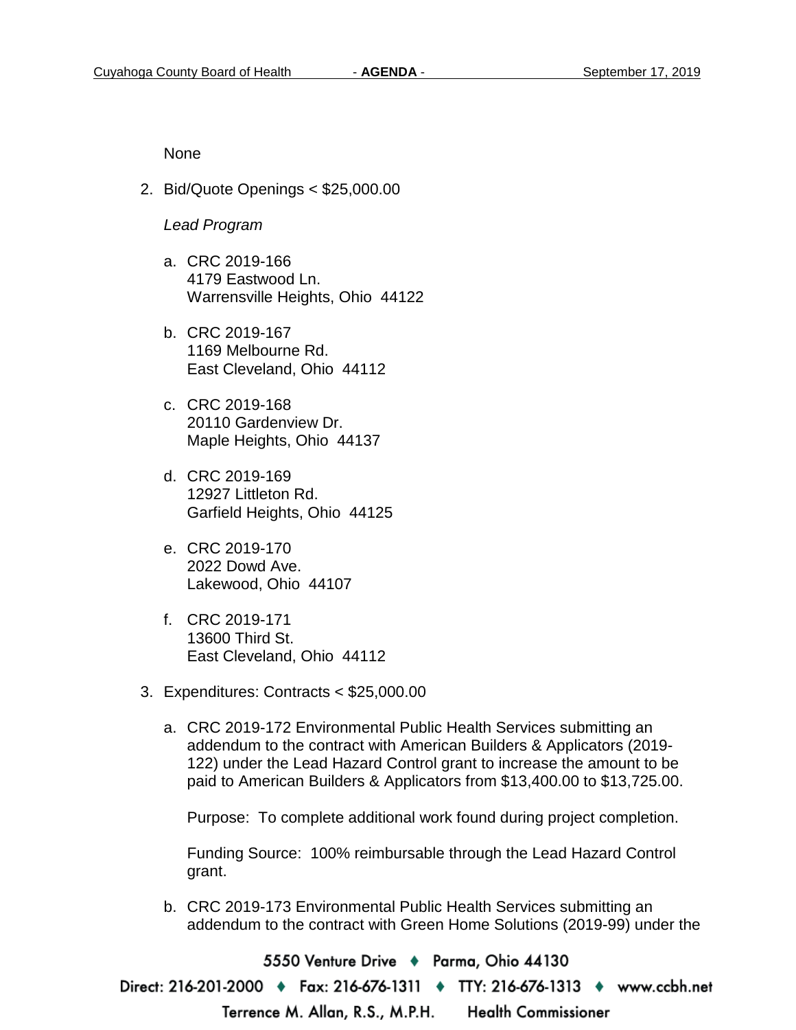None

2. Bid/Quote Openings < $25,000.00

   *Lead Program*

   a. CRC 2019-166
      4179 Eastwood Ln.
      Warrensville Heights, Ohio 44122

   b. CRC 2019-167
      1169 Melbourne Rd.
      East Cleveland, Ohio 44112

   c. CRC 2019-168
      20110 Gardenview Dr.
      Maple Heights, Ohio 44137

   d. CRC 2019-169
      12927 Littleton Rd.
      Garfield Heights, Ohio 44125

   e. CRC 2019-170
      2022 Dowd Ave.
      Lakewood, Ohio 44107

   f. CRC 2019-171
      13600 Third St.
      East Cleveland, Ohio 44112

3. Expenditures: Contracts < $25,000.00

   a. CRC 2019-172 Environmental Public Health Services submitting an addendum to the contract with American Builders & Applicators (2019-122) under the Lead Hazard Control grant to increase the amount to be paid to American Builders & Applicators from $13,400.00 to $13,725.00.

      Purpose: To complete additional work found during project completion.

      Funding Source: 100% reimbursable through the Lead Hazard Control grant.

   b. CRC 2019-173 Environmental Public Health Services submitting an addendum to the contract with Green Home Solutions (2019-99) under the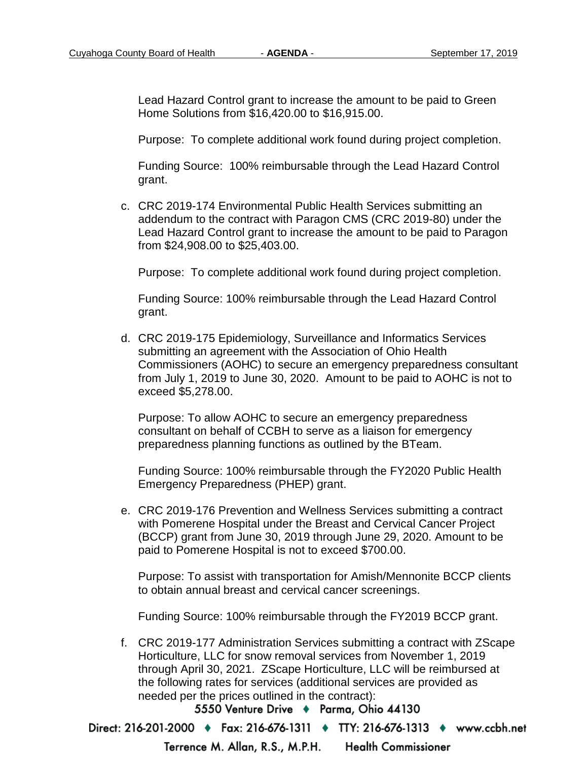Lead Hazard Control grant to increase the amount to be paid to Green Home Solutions from $16,420.00 to $16,915.00.

Purpose: To complete additional work found during project completion.

Funding Source: 100% reimbursable through the Lead Hazard Control grant.

c. CRC 2019-174 Environmental Public Health Services submitting an addendum to the contract with Paragon CMS (CRC 2019-80) under the Lead Hazard Control grant to increase the amount to be paid to Paragon from $24,908.00 to $25,403.00.

   Purpose: To complete additional work found during project completion.

   Funding Source: 100% reimbursable through the Lead Hazard Control grant.

d. CRC 2019-175 Epidemiology, Surveillance and Informatics Services submitting an agreement with the Association of Ohio Health Commissioners (AOHC) to secure an emergency preparedness consultant from July 1, 2019 to June 30, 2020. Amount to be paid to AOHC is not to exceed $5,278.00.

   Purpose: To allow AOHC to secure an emergency preparedness consultant on behalf of CCBH to serve as a liaison for emergency preparedness planning functions as outlined by the BTeam.

   Funding Source: 100% reimbursable through the FY2020 Public Health Emergency Preparedness (PHEP) grant.

e. CRC 2019-176 Prevention and Wellness Services submitting a contract with Pomerene Hospital under the Breast and Cervical Cancer Project (BCCP) grant from June 30, 2019 through June 29, 2020. Amount to be paid to Pomerene Hospital is not to exceed $700.00.

   Purpose: To assist with transportation for Amish/Mennonite BCCP clients to obtain annual breast and cervical cancer screenings.

   Funding Source: 100% reimbursable through the FY2019 BCCP grant.

f. CRC 2019-177 Administration Services submitting a contract with ZScape Horticulture, LLC for snow removal services from November 1, 2019 through April 30, 2021. ZScape Horticulture, LLC will be reimbursed at the following rates for services (additional services are provided as needed per the prices outlined in the contract):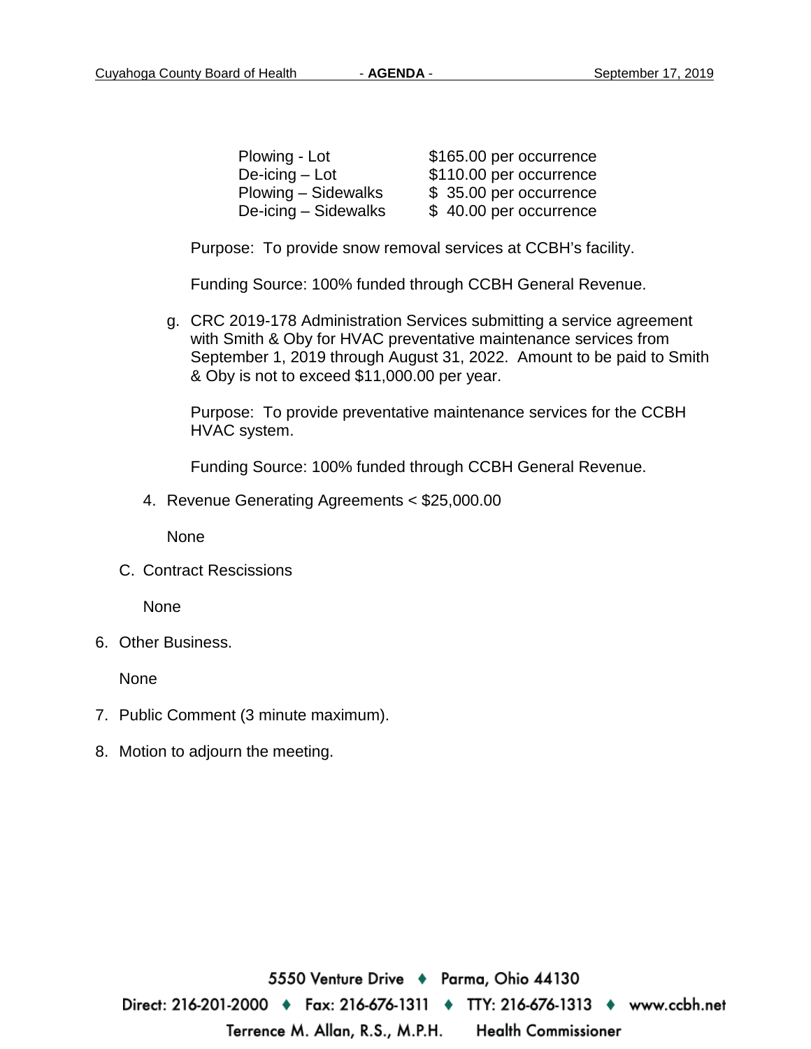| | |
|---|---|
| Plowing - Lot | $165.00 per occurrence |
| De-icing – Lot | $110.00 per occurrence |
| Plowing – Sidewalks | $ 35.00 per occurrence |
| De-icing – Sidewalks | $ 40.00 per occurrence |

Purpose: To provide snow removal services at CCBH's facility.

Funding Source: 100% funded through CCBH General Revenue.

g. CRC 2019-178 Administration Services submitting a service agreement with Smith & Oby for HVAC preventative maintenance services from September 1, 2019 through August 31, 2022. Amount to be paid to Smith & Oby is not to exceed $11,000.00 per year.

   Purpose: To provide preventative maintenance services for the CCBH HVAC system.

   Funding Source: 100% funded through CCBH General Revenue.

4. Revenue Generating Agreements < $25,000.00

   None

C. Contract Rescissions

   None

6. Other Business.

   None

7. Public Comment (3 minute maximum).

8. Motion to adjourn the meeting.